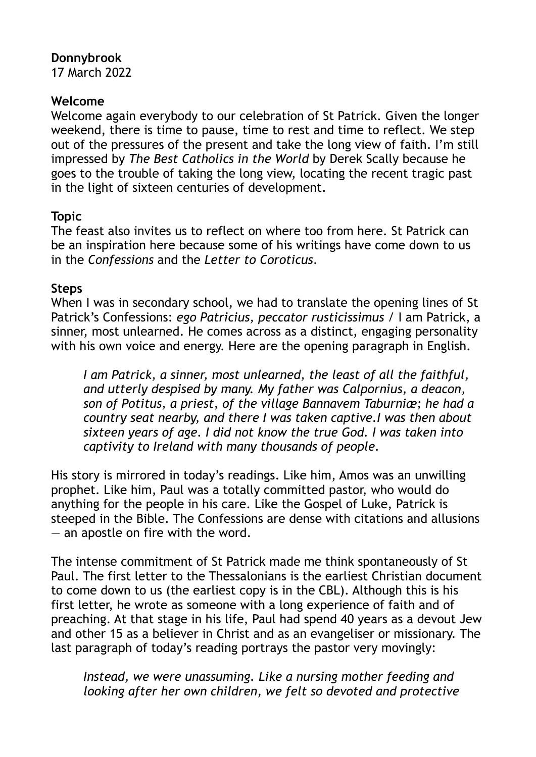**Donnybrook**
17 March 2022

**Welcome**
Welcome again everybody to our celebration of St Patrick. Given the longer weekend, there is time to pause, time to rest and time to reflect. We step out of the pressures of the present and take the long view of faith. I'm still impressed by *The Best Catholics in the World* by Derek Scally because he goes to the trouble of taking the long view, locating the recent tragic past in the light of sixteen centuries of development.

**Topic**
The feast also invites us to reflect on where too from here. St Patrick can be an inspiration here because some of his writings have come down to us in the *Confessions* and the *Letter to Coroticus*.

**Steps**
When I was in secondary school, we had to translate the opening lines of St Patrick's Confessions: *ego Patricius, peccator rusticissimus* / I am Patrick, a sinner, most unlearned. He comes across as a distinct, engaging personality with his own voice and energy. Here are the opening paragraph in English.

> *I am Patrick, a sinner, most unlearned, the least of all the faithful, and utterly despised by many. My father was Calpornius, a deacon, son of Potitus, a priest, of the village Bannavem Taburniæ; he had a country seat nearby, and there I was taken captive.I was then about sixteen years of age. I did not know the true God. I was taken into captivity to Ireland with many thousands of people.*

His story is mirrored in today's readings. Like him, Amos was an unwilling prophet. Like him, Paul was a totally committed pastor, who would do anything for the people in his care. Like the Gospel of Luke, Patrick is steeped in the Bible. The Confessions are dense with citations and allusions — an apostle on fire with the word.

The intense commitment of St Patrick made me think spontaneously of St Paul. The first letter to the Thessalonians is the earliest Christian document to come down to us (the earliest copy is in the CBL). Although this is his first letter, he wrote as someone with a long experience of faith and of preaching. At that stage in his life, Paul had spend 40 years as a devout Jew and other 15 as a believer in Christ and as an evangeliser or missionary. The last paragraph of today's reading portrays the pastor very movingly:

> *Instead, we were unassuming. Like a nursing mother feeding and looking after her own children, we felt so devoted and protective*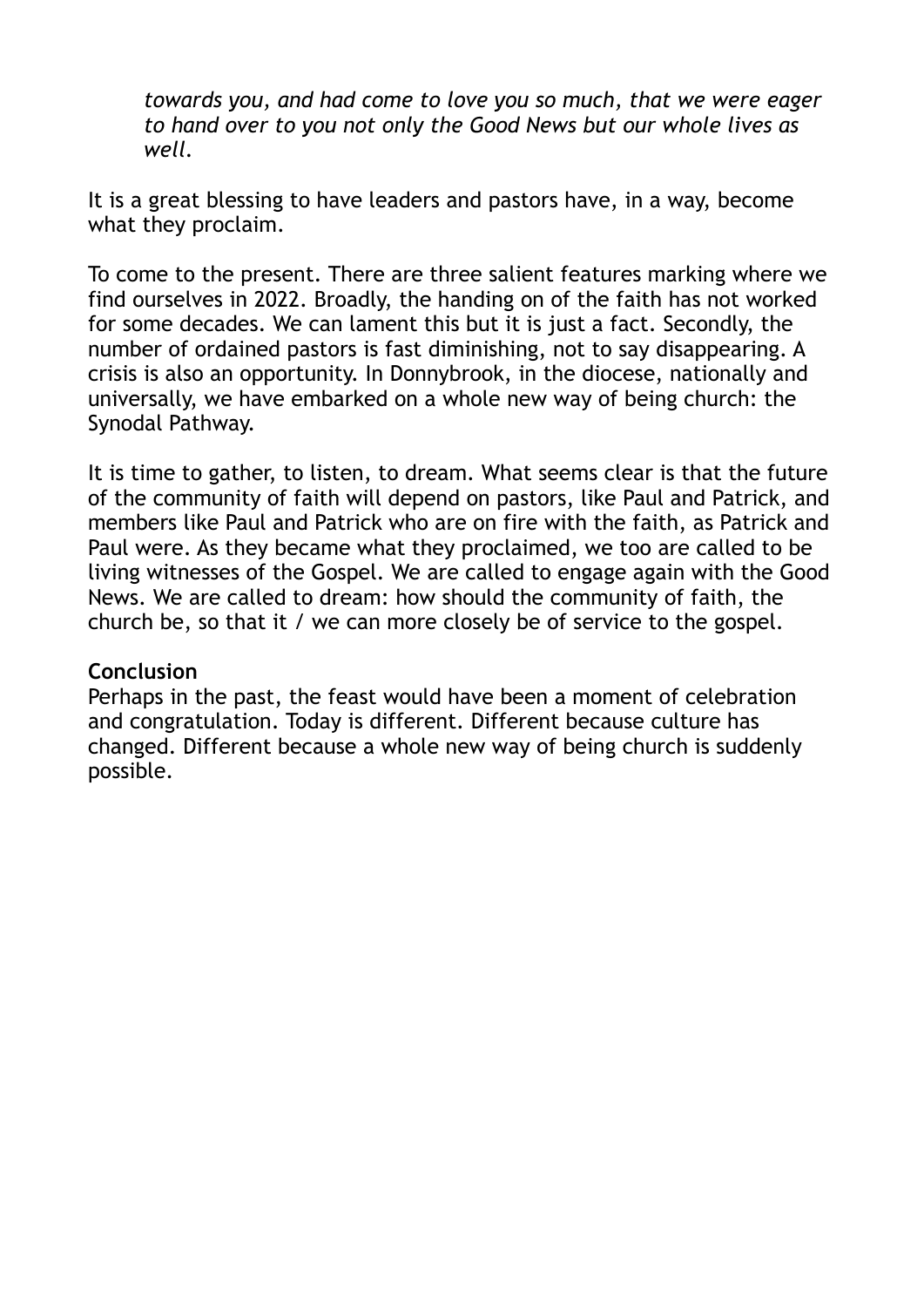*towards you, and had come to love you so much, that we were eager to hand over to you not only the Good News but our whole lives as well.*

It is a great blessing to have leaders and pastors have, in a way, become what they proclaim.

To come to the present. There are three salient features marking where we find ourselves in 2022. Broadly, the handing on of the faith has not worked for some decades. We can lament this but it is just a fact. Secondly, the number of ordained pastors is fast diminishing, not to say disappearing. A crisis is also an opportunity. In Donnybrook, in the diocese, nationally and universally, we have embarked on a whole new way of being church: the Synodal Pathway.

It is time to gather, to listen, to dream. What seems clear is that the future of the community of faith will depend on pastors, like Paul and Patrick, and members like Paul and Patrick who are on fire with the faith, as Patrick and Paul were. As they became what they proclaimed, we too are called to be living witnesses of the Gospel. We are called to engage again with the Good News. We are called to dream: how should the community of faith, the church be, so that it / we can more closely be of service to the gospel.

**Conclusion**

Perhaps in the past, the feast would have been a moment of celebration and congratulation. Today is different. Different because culture has changed. Different because a whole new way of being church is suddenly possible.